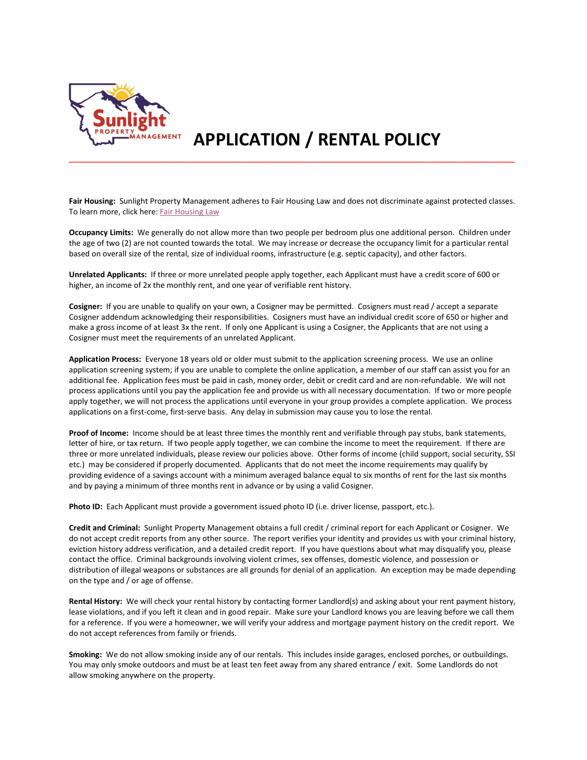# APPLICATION / RENTAL POLICY

**Fair Housing:** Sunlight Property Management adheres to Fair Housing Law and does not discriminate against protected classes. To learn more, click here: Fair Housing Law

**Occupancy Limits:** We generally do not allow more than two people per bedroom plus one additional person. Children under the age of two (2) are not counted towards the total. We may increase or decrease the occupancy limit for a particular rental based on overall size of the rental, size of individual rooms, infrastructure (e.g. septic capacity), and other factors.

**Unrelated Applicants:** If three or more unrelated people apply together, each Applicant must have a credit score of 600 or higher, an income of 2x the monthly rent, and one year of verifiable rent history.

**Cosigner:** If you are unable to qualify on your own, a Cosigner may be permitted. Cosigners must read / accept a separate Cosigner addendum acknowledging their responsibilities. Cosigners must have an individual credit score of 650 or higher and make a gross income of at least 3x the rent. If only one Applicant is using a Cosigner, the Applicants that are not using a Cosigner must meet the requirements of an unrelated Applicant.

**Application Process:** Everyone 18 years old or older must submit to the application screening process. We use an online application screening system; if you are unable to complete the online application, a member of our staff can assist you for an additional fee. Application fees must be paid in cash, money order, debit or credit card and are non-refundable. We will not process applications until you pay the application fee and provide us with all necessary documentation. If two or more people apply together, we will not process the applications until everyone in your group provides a complete application. We process applications on a first-come, first-serve basis. Any delay in submission may cause you to lose the rental.

**Proof of Income:** Income should be at least three times the monthly rent and verifiable through pay stubs, bank statements, letter of hire, or tax return. If two people apply together, we can combine the income to meet the requirement. If there are three or more unrelated individuals, please review our policies above. Other forms of income (child support, social security, SSI etc.) may be considered if properly documented. Applicants that do not meet the income requirements may qualify by providing evidence of a savings account with a minimum averaged balance equal to six months of rent for the last six months and by paying a minimum of three months rent in advance or by using a valid Cosigner.

**Photo ID:** Each Applicant must provide a government issued photo ID (i.e. driver license, passport, etc.).

**Credit and Criminal:** Sunlight Property Management obtains a full credit / criminal report for each Applicant or Cosigner. We do not accept credit reports from any other source. The report verifies your identity and provides us with your criminal history, eviction history address verification, and a detailed credit report. If you have questions about what may disqualify you, please contact the office. Criminal backgrounds involving violent crimes, sex offenses, domestic violence, and possession or distribution of illegal weapons or substances are all grounds for denial of an application. An exception may be made depending on the type and / or age of offense.

**Rental History:** We will check your rental history by contacting former Landlord(s) and asking about your rent payment history, lease violations, and if you left it clean and in good repair. Make sure your Landlord knows you are leaving before we call them for a reference. If you were a homeowner, we will verify your address and mortgage payment history on the credit report. We do not accept references from family or friends.

**Smoking:** We do not allow smoking inside any of our rentals. This includes inside garages, enclosed porches, or outbuildings. You may only smoke outdoors and must be at least ten feet away from any shared entrance / exit. Some Landlords do not allow smoking anywhere on the property.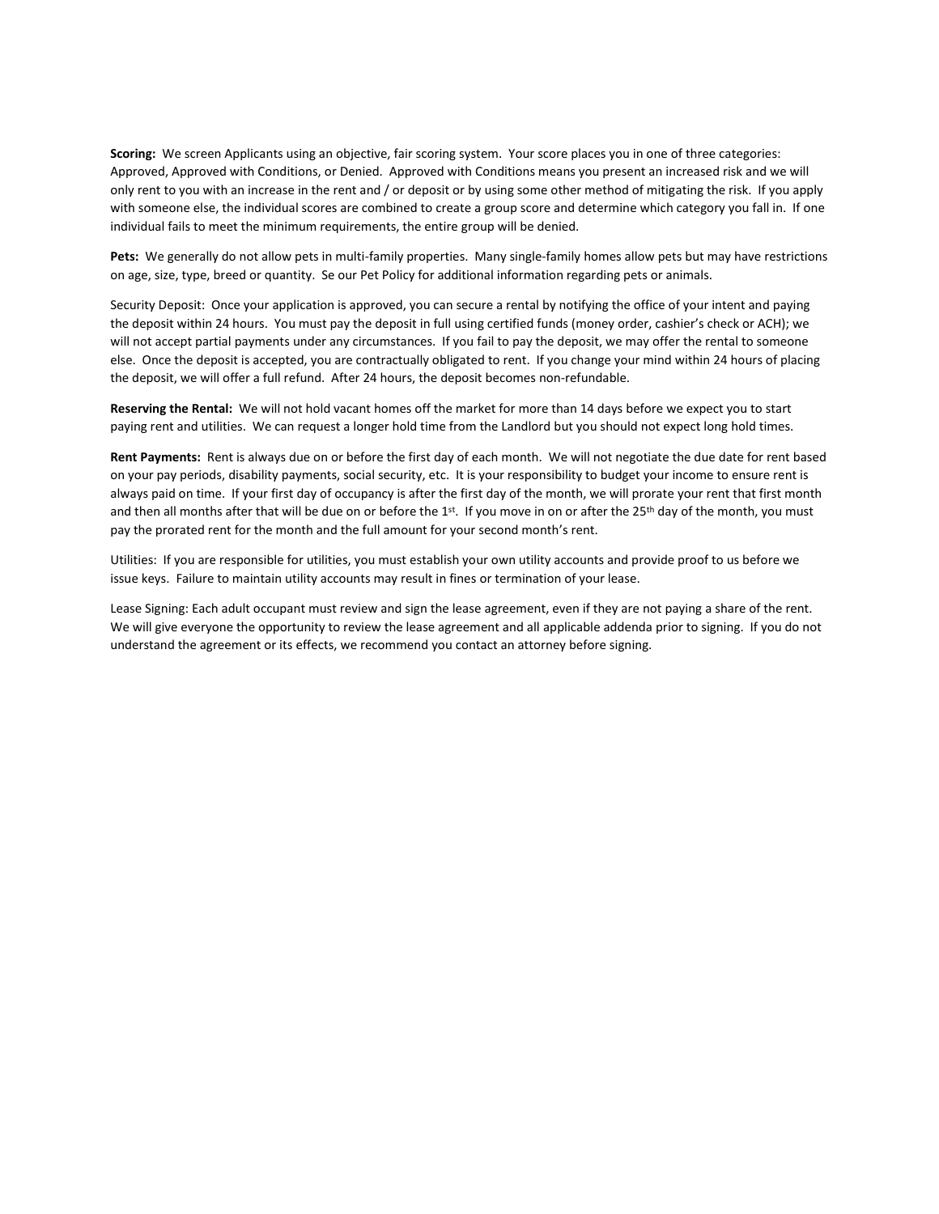**Scoring:** We screen Applicants using an objective, fair scoring system. Your score places you in one of three categories: Approved, Approved with Conditions, or Denied. Approved with Conditions means you present an increased risk and we will only rent to you with an increase in the rent and / or deposit or by using some other method of mitigating the risk. If you apply with someone else, the individual scores are combined to create a group score and determine which category you fall in. If one individual fails to meet the minimum requirements, the entire group will be denied.

**Pets:** We generally do not allow pets in multi-family properties. Many single-family homes allow pets but may have restrictions on age, size, type, breed or quantity. Se our Pet Policy for additional information regarding pets or animals.

Security Deposit: Once your application is approved, you can secure a rental by notifying the office of your intent and paying the deposit within 24 hours. You must pay the deposit in full using certified funds (money order, cashier's check or ACH); we will not accept partial payments under any circumstances. If you fail to pay the deposit, we may offer the rental to someone else. Once the deposit is accepted, you are contractually obligated to rent. If you change your mind within 24 hours of placing the deposit, we will offer a full refund. After 24 hours, the deposit becomes non-refundable.

**Reserving the Rental:** We will not hold vacant homes off the market for more than 14 days before we expect you to start paying rent and utilities. We can request a longer hold time from the Landlord but you should not expect long hold times.

**Rent Payments:** Rent is always due on or before the first day of each month. We will not negotiate the due date for rent based on your pay periods, disability payments, social security, etc. It is your responsibility to budget your income to ensure rent is always paid on time. If your first day of occupancy is after the first day of the month, we will prorate your rent that first month and then all months after that will be due on or before the 1st. If you move in on or after the 25th day of the month, you must pay the prorated rent for the month and the full amount for your second month's rent.

Utilities: If you are responsible for utilities, you must establish your own utility accounts and provide proof to us before we issue keys. Failure to maintain utility accounts may result in fines or termination of your lease.

Lease Signing: Each adult occupant must review and sign the lease agreement, even if they are not paying a share of the rent. We will give everyone the opportunity to review the lease agreement and all applicable addenda prior to signing. If you do not understand the agreement or its effects, we recommend you contact an attorney before signing.